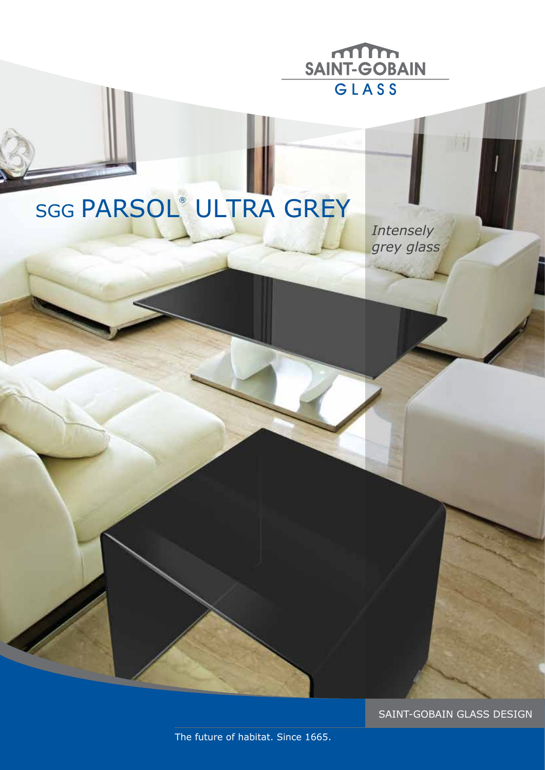SAINT-GOBAIN
GLASS

# SGG PARSOL® ULTRA GREY

*Intensely grey glass*

SAINT-GOBAIN GLASS DESIGN

The future of habitat. Since 1665.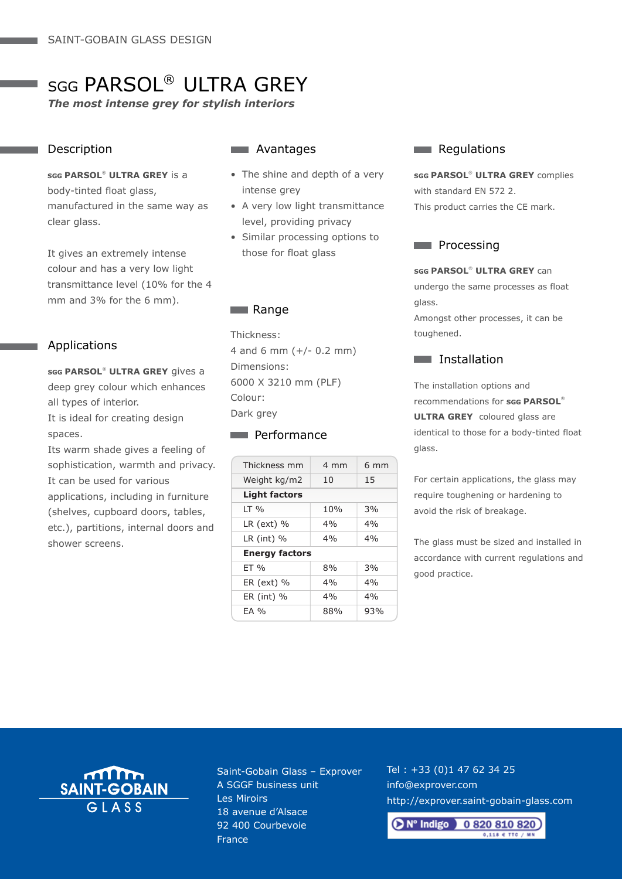SAINT-GOBAIN GLASS DESIGN

# SGG PARSOL® ULTRA GREY

***The most intense grey for stylish interiors***

## Description

**SGG PARSOL® ULTRA GREY** is a body-tinted float glass, manufactured in the same way as clear glass.

It gives an extremely intense colour and has a very low light transmittance level (10% for the 4 mm and 3% for the 6 mm).

## Applications

**SGG PARSOL® ULTRA GREY** gives a deep grey colour which enhances all types of interior.
It is ideal for creating design spaces.
Its warm shade gives a feeling of sophistication, warmth and privacy.
It can be used for various applications, including in furniture (shelves, cupboard doors, tables, etc.), partitions, internal doors and shower screens.

## Avantages

- The shine and depth of a very intense grey
- A very low light transmittance level, providing privacy
- Similar processing options to those for float glass

## Range

Thickness:
4 and 6 mm (+/- 0.2 mm)
Dimensions:
6000 X 3210 mm (PLF)
Colour:
Dark grey

## Performance

| Thickness mm | 4 mm | 6 mm |
|---|---|---|
| Weight kg/m2 | 10 | 15 |
| **Light factors** | | |
| LT % | 10% | 3% |
| LR (ext) % | 4% | 4% |
| LR (int) % | 4% | 4% |
| **Energy factors** | | |
| ET % | 8% | 3% |
| ER (ext) % | 4% | 4% |
| ER (int) % | 4% | 4% |
| EA % | 88% | 93% |

## Regulations

**SGG PARSOL® ULTRA GREY** complies with standard EN 572 2.
This product carries the CE mark.

## Processing

**SGG PARSOL® ULTRA GREY** can undergo the same processes as float glass.
Amongst other processes, it can be toughened.

## Installation

The installation options and recommendations for **SGG PARSOL® ULTRA GREY** coloured glass are identical to those for a body-tinted float glass.

For certain applications, the glass may require toughening or hardening to avoid the risk of breakage.

The glass must be sized and installed in accordance with current regulations and good practice.

SAINT-GOBAIN GLASS

Saint-Gobain Glass – Exprover
A SGGF business unit
Les Miroirs
18 avenue d'Alsace
92 400 Courbevoie
France

Tel : +33 (0)1 47 62 34 25
info@exprover.com
http://exprover.saint-gobain-glass.com

N° Indigo 0 820 810 820 — 0,118 € TTC / MN